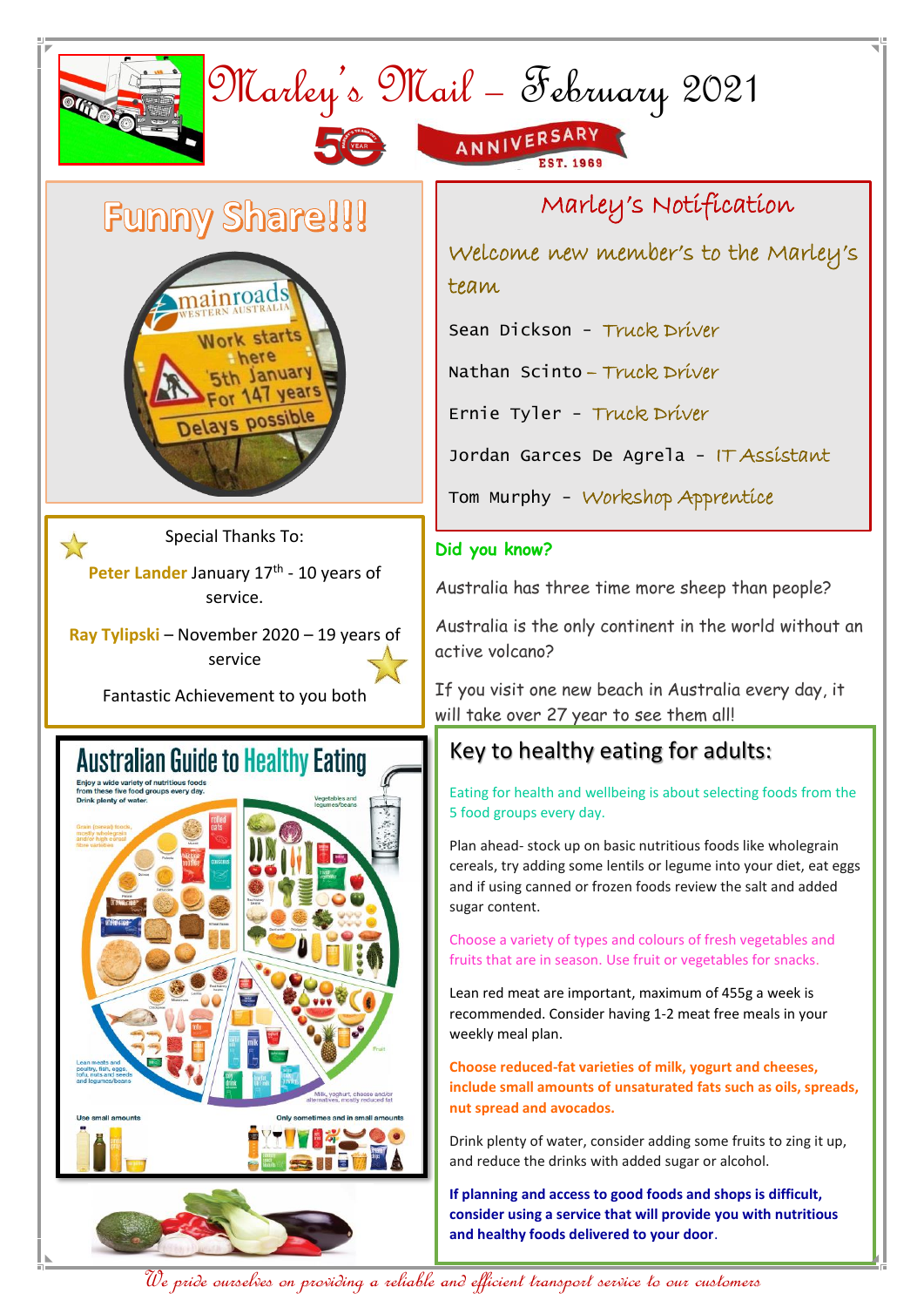# Marley's Mail – February 2021

50 YEAR ANNIVERSARY EST. 1969

## Funny Share!!!

## Special Thanks To:

**Peter Lander** January 17th - 10 years of service.

**Ray Tylipski** – November 2020 – 19 years of service

Fantastic Achievement to you both

## Marley's Notification

Welcome new member's to the Marley's team

Sean Dickson - Truck Driver

Nathan Scinto – Truck Driver

Ernie Tyler - Truck Driver

Jordan Garces De Agrela - IT Assistant

Tom Murphy - Workshop Apprentice

## Did you know?

Australia has three time more sheep than people?

Australia is the only continent in the world without an active volcano?

If you visit one new beach in Australia every day, it will take over 27 year to see them all!

## Key to healthy eating for adults:

Eating for health and wellbeing is about selecting foods from the 5 food groups every day.

Plan ahead- stock up on basic nutritious foods like wholegrain cereals, try adding some lentils or legume into your diet, eat eggs and if using canned or frozen foods review the salt and added sugar content.

Choose a variety of types and colours of fresh vegetables and fruits that are in season. Use fruit or vegetables for snacks.

Lean red meat are important, maximum of 455g a week is recommended. Consider having 1-2 meat free meals in your weekly meal plan.

**Choose reduced-fat varieties of milk, yogurt and cheeses, include small amounts of unsaturated fats such as oils, spreads, nut spread and avocados.**

Drink plenty of water, consider adding some fruits to zing it up, and reduce the drinks with added sugar or alcohol.

**If planning and access to good foods and shops is difficult, consider using a service that will provide you with nutritious and healthy foods delivered to your door**.

*We pride ourselves on providing a reliable and efficient transport service to our customers*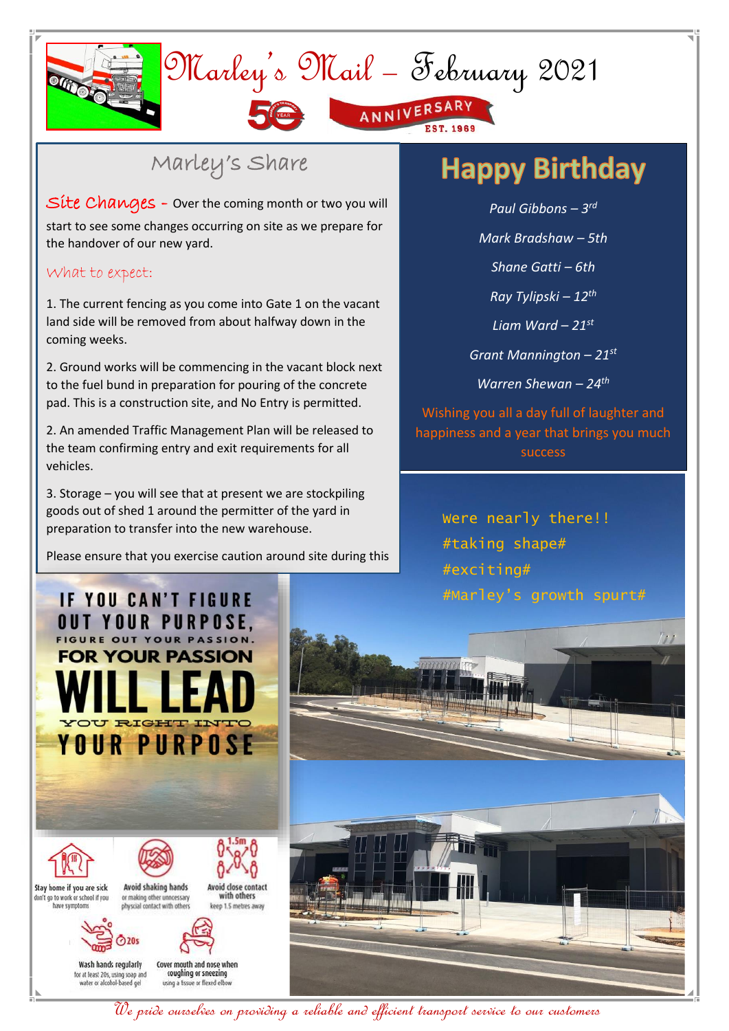# Marley's Mail – February 2021

50 YEAR ANNIVERSARY EST. 1969

## Marley's Share

**Site Changes** - Over the coming month or two you will start to see some changes occurring on site as we prepare for the handover of our new yard.

### What to expect:

1. The current fencing as you come into Gate 1 on the vacant land side will be removed from about halfway down in the coming weeks.

2. Ground works will be commencing in the vacant block next to the fuel bund in preparation for pouring of the concrete pad. This is a construction site, and No Entry is permitted.

2. An amended Traffic Management Plan will be released to the team confirming entry and exit requirements for all vehicles.

3. Storage – you will see that at present we are stockpiling goods out of shed 1 around the permitter of the yard in preparation to transfer into the new warehouse.

Please ensure that you exercise caution around site during this

## Happy Birthday

*Paul Gibbons – 3rd*

*Mark Bradshaw – 5th*

*Shane Gatti – 6th*

*Ray Tylipski – 12th*

*Liam Ward – 21st*

*Grant Mannington – 21st*

*Warren Shewan – 24th*

Wishing you all a day full of laughter and happiness and a year that brings you much success

Were nearly there!!
#taking shape#
#exciting#
#Marley's growth spurt#

IF YOU CAN'T FIGURE OUT YOUR PURPOSE, FIGURE OUT YOUR PASSION. FOR YOUR PASSION WILL LEAD YOU RIGHT INTO YOUR PURPOSE

Stay home if you are sick – don't go to work or school if you have symptoms

Avoid shaking hands – or making other unnecessary physical contact with others

Avoid close contact with others – keep 1.5 metres away

Wash hands regularly – for at least 20s, using soap and water or alcohol-based gel

Cover mouth and nose when coughing or sneezing – using a tissue or flexed elbow

*We pride ourselves on providing a reliable and efficient transport service to our customers*